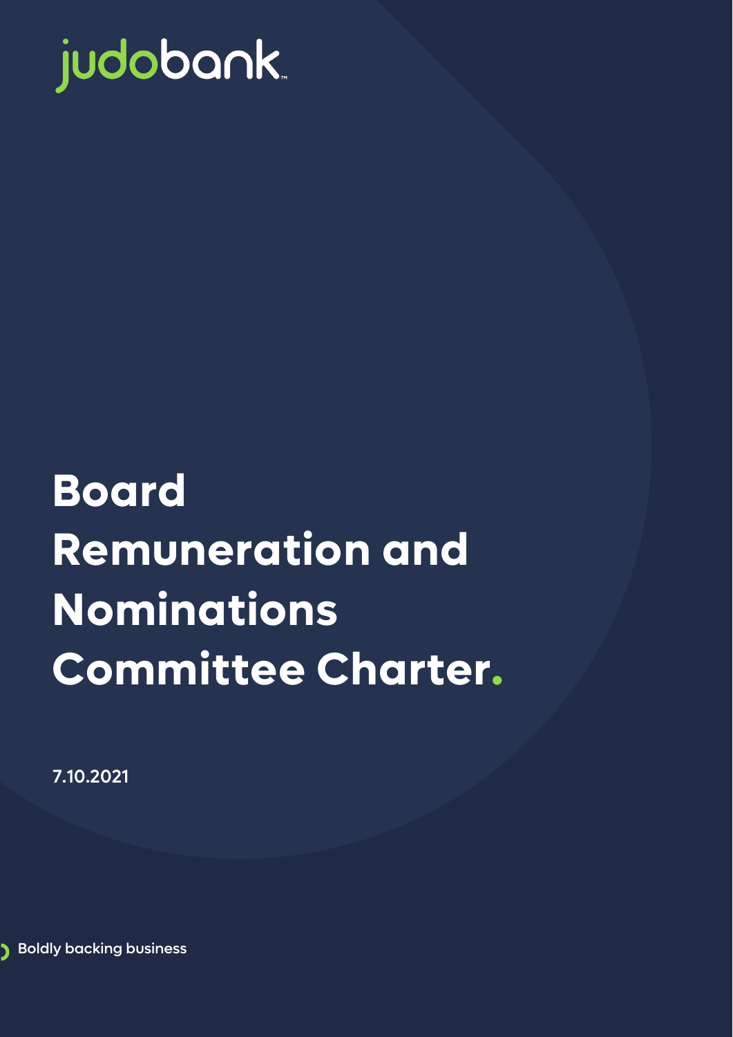judobank

# Board Remuneration and Nominations Committee Charter.

7.10.2021

Boldly backing business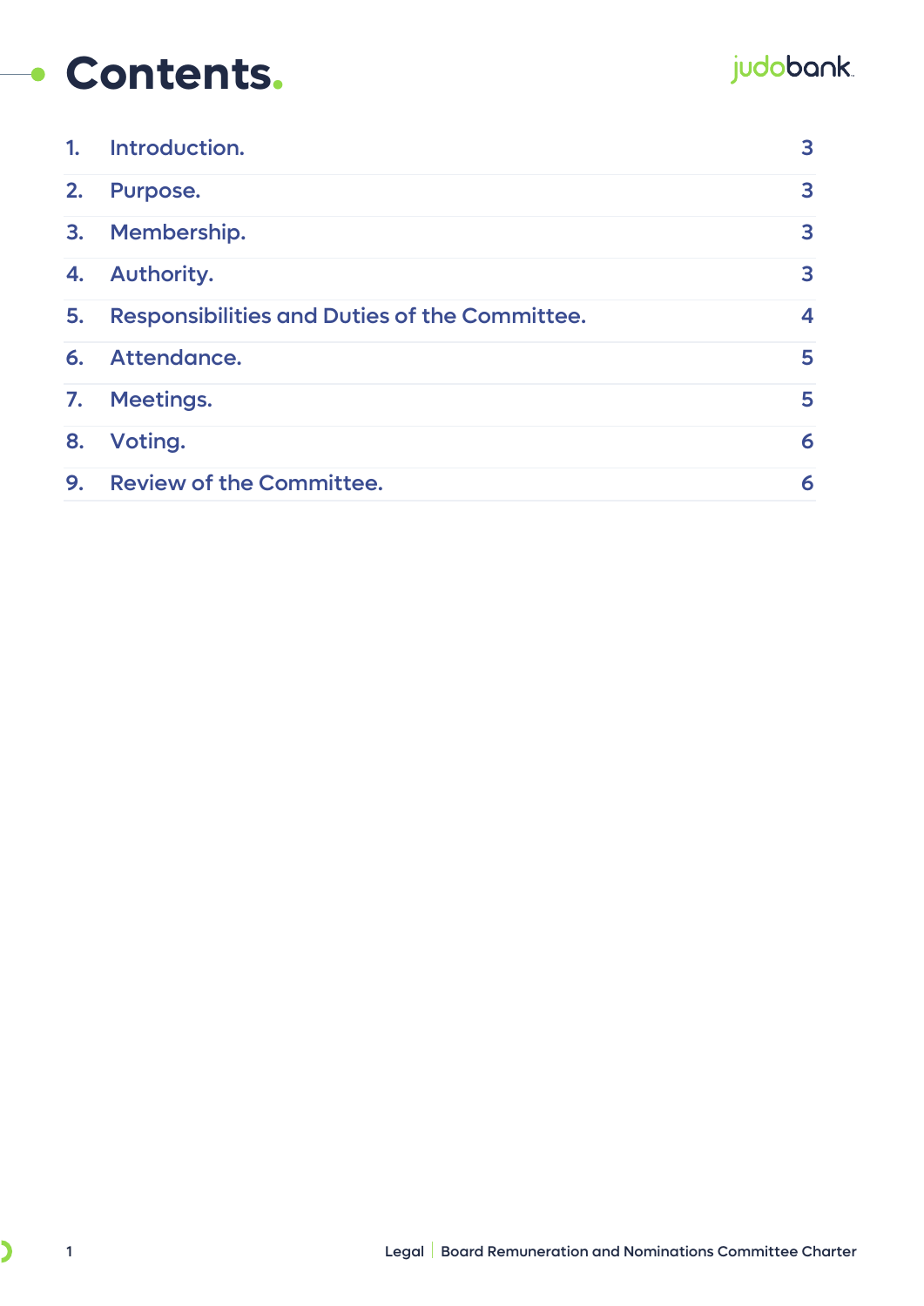# Contents.

| | | |
|---|---|---|
| 1. | Introduction. | 3 |
| 2. | Purpose. | 3 |
| 3. | Membership. | 3 |
| 4. | Authority. | 3 |
| 5. | Responsibilities and Duties of the Committee. | 4 |
| 6. | Attendance. | 5 |
| 7. | Meetings. | 5 |
| 8. | Voting. | 6 |
| 9. | Review of the Committee. | 6 |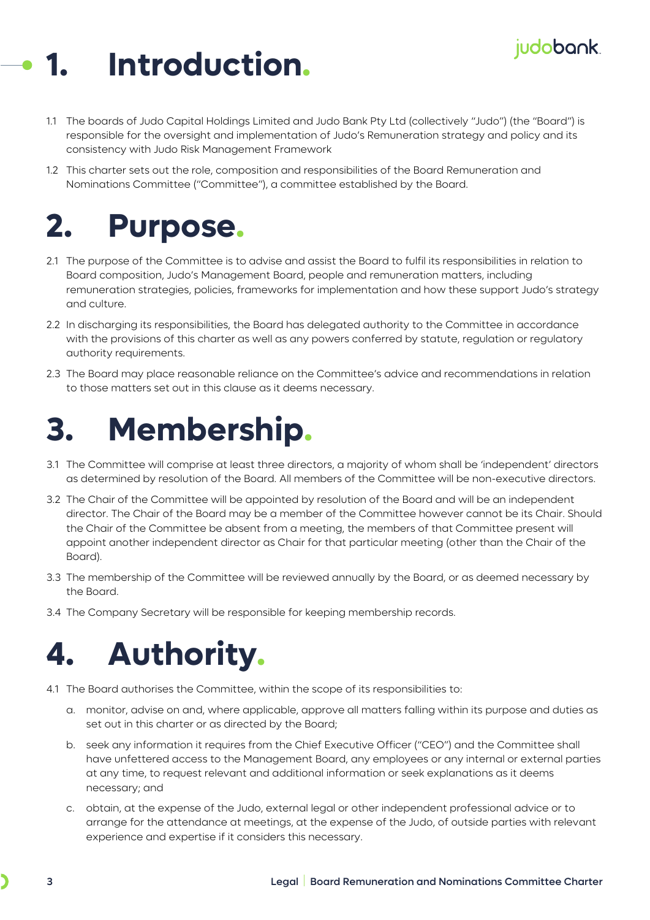# 1. Introduction.

1.1 The boards of Judo Capital Holdings Limited and Judo Bank Pty Ltd (collectively "Judo") (the "Board") is responsible for the oversight and implementation of Judo's Remuneration strategy and policy and its consistency with Judo Risk Management Framework

1.2 This charter sets out the role, composition and responsibilities of the Board Remuneration and Nominations Committee ("Committee"), a committee established by the Board.

# 2. Purpose.

2.1 The purpose of the Committee is to advise and assist the Board to fulfil its responsibilities in relation to Board composition, Judo's Management Board, people and remuneration matters, including remuneration strategies, policies, frameworks for implementation and how these support Judo's strategy and culture.

2.2 In discharging its responsibilities, the Board has delegated authority to the Committee in accordance with the provisions of this charter as well as any powers conferred by statute, regulation or regulatory authority requirements.

2.3 The Board may place reasonable reliance on the Committee's advice and recommendations in relation to those matters set out in this clause as it deems necessary.

# 3. Membership.

3.1 The Committee will comprise at least three directors, a majority of whom shall be 'independent' directors as determined by resolution of the Board. All members of the Committee will be non-executive directors.

3.2 The Chair of the Committee will be appointed by resolution of the Board and will be an independent director. The Chair of the Board may be a member of the Committee however cannot be its Chair. Should the Chair of the Committee be absent from a meeting, the members of that Committee present will appoint another independent director as Chair for that particular meeting (other than the Chair of the Board).

3.3 The membership of the Committee will be reviewed annually by the Board, or as deemed necessary by the Board.

3.4 The Company Secretary will be responsible for keeping membership records.

# 4. Authority.

4.1 The Board authorises the Committee, within the scope of its responsibilities to:

a. monitor, advise on and, where applicable, approve all matters falling within its purpose and duties as set out in this charter or as directed by the Board;

b. seek any information it requires from the Chief Executive Officer ("CEO") and the Committee shall have unfettered access to the Management Board, any employees or any internal or external parties at any time, to request relevant and additional information or seek explanations as it deems necessary; and

c. obtain, at the expense of the Judo, external legal or other independent professional advice or to arrange for the attendance at meetings, at the expense of the Judo, of outside parties with relevant experience and expertise if it considers this necessary.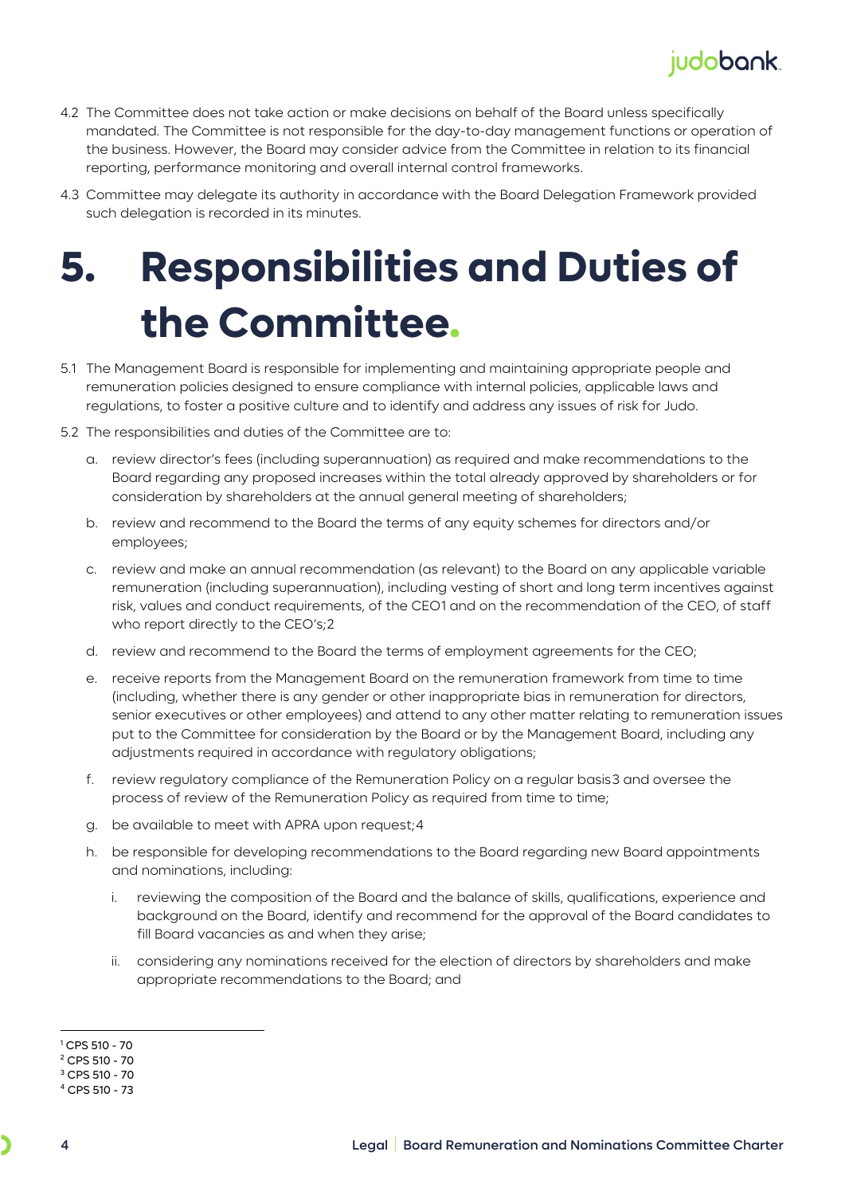4.2 The Committee does not take action or make decisions on behalf of the Board unless specifically mandated. The Committee is not responsible for the day-to-day management functions or operation of the business. However, the Board may consider advice from the Committee in relation to its financial reporting, performance monitoring and overall internal control frameworks.

4.3 Committee may delegate its authority in accordance with the Board Delegation Framework provided such delegation is recorded in its minutes.

# 5. Responsibilities and Duties of the Committee.

5.1 The Management Board is responsible for implementing and maintaining appropriate people and remuneration policies designed to ensure compliance with internal policies, applicable laws and regulations, to foster a positive culture and to identify and address any issues of risk for Judo.

5.2 The responsibilities and duties of the Committee are to:

a. review director's fees (including superannuation) as required and make recommendations to the Board regarding any proposed increases within the total already approved by shareholders or for consideration by shareholders at the annual general meeting of shareholders;

b. review and recommend to the Board the terms of any equity schemes for directors and/or employees;

c. review and make an annual recommendation (as relevant) to the Board on any applicable variable remuneration (including superannuation), including vesting of short and long term incentives against risk, values and conduct requirements, of the CEO[1] and on the recommendation of the CEO, of staff who report directly to the CEO's;[2]

d. review and recommend to the Board the terms of employment agreements for the CEO;

e. receive reports from the Management Board on the remuneration framework from time to time (including, whether there is any gender or other inappropriate bias in remuneration for directors, senior executives or other employees) and attend to any other matter relating to remuneration issues put to the Committee for consideration by the Board or by the Management Board, including any adjustments required in accordance with regulatory obligations;

f. review regulatory compliance of the Remuneration Policy on a regular basis[3] and oversee the process of review of the Remuneration Policy as required from time to time;

g. be available to meet with APRA upon request;[4]

h. be responsible for developing recommendations to the Board regarding new Board appointments and nominations, including:

   i. reviewing the composition of the Board and the balance of skills, qualifications, experience and background on the Board, identify and recommend for the approval of the Board candidates to fill Board vacancies as and when they arise;

   ii. considering any nominations received for the election of directors by shareholders and make appropriate recommendations to the Board; and

---

[1] CPS 510 - 70
[2] CPS 510 - 70
[3] CPS 510 - 70
[4] CPS 510 - 73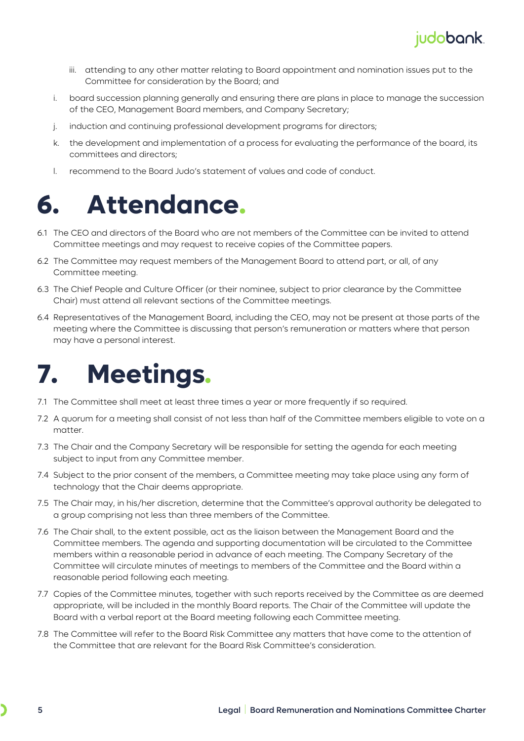iii. attending to any other matter relating to Board appointment and nomination issues put to the Committee for consideration by the Board; and

i. board succession planning generally and ensuring there are plans in place to manage the succession of the CEO, Management Board members, and Company Secretary;

j. induction and continuing professional development programs for directors;

k. the development and implementation of a process for evaluating the performance of the board, its committees and directors;

l. recommend to the Board Judo's statement of values and code of conduct.

# 6. Attendance.

6.1 The CEO and directors of the Board who are not members of the Committee can be invited to attend Committee meetings and may request to receive copies of the Committee papers.

6.2 The Committee may request members of the Management Board to attend part, or all, of any Committee meeting.

6.3 The Chief People and Culture Officer (or their nominee, subject to prior clearance by the Committee Chair) must attend all relevant sections of the Committee meetings.

6.4 Representatives of the Management Board, including the CEO, may not be present at those parts of the meeting where the Committee is discussing that person's remuneration or matters where that person may have a personal interest.

# 7. Meetings.

7.1 The Committee shall meet at least three times a year or more frequently if so required.

7.2 A quorum for a meeting shall consist of not less than half of the Committee members eligible to vote on a matter.

7.3 The Chair and the Company Secretary will be responsible for setting the agenda for each meeting subject to input from any Committee member.

7.4 Subject to the prior consent of the members, a Committee meeting may take place using any form of technology that the Chair deems appropriate.

7.5 The Chair may, in his/her discretion, determine that the Committee's approval authority be delegated to a group comprising not less than three members of the Committee.

7.6 The Chair shall, to the extent possible, act as the liaison between the Management Board and the Committee members. The agenda and supporting documentation will be circulated to the Committee members within a reasonable period in advance of each meeting. The Company Secretary of the Committee will circulate minutes of meetings to members of the Committee and the Board within a reasonable period following each meeting.

7.7 Copies of the Committee minutes, together with such reports received by the Committee as are deemed appropriate, will be included in the monthly Board reports. The Chair of the Committee will update the Board with a verbal report at the Board meeting following each Committee meeting.

7.8 The Committee will refer to the Board Risk Committee any matters that have come to the attention of the Committee that are relevant for the Board Risk Committee's consideration.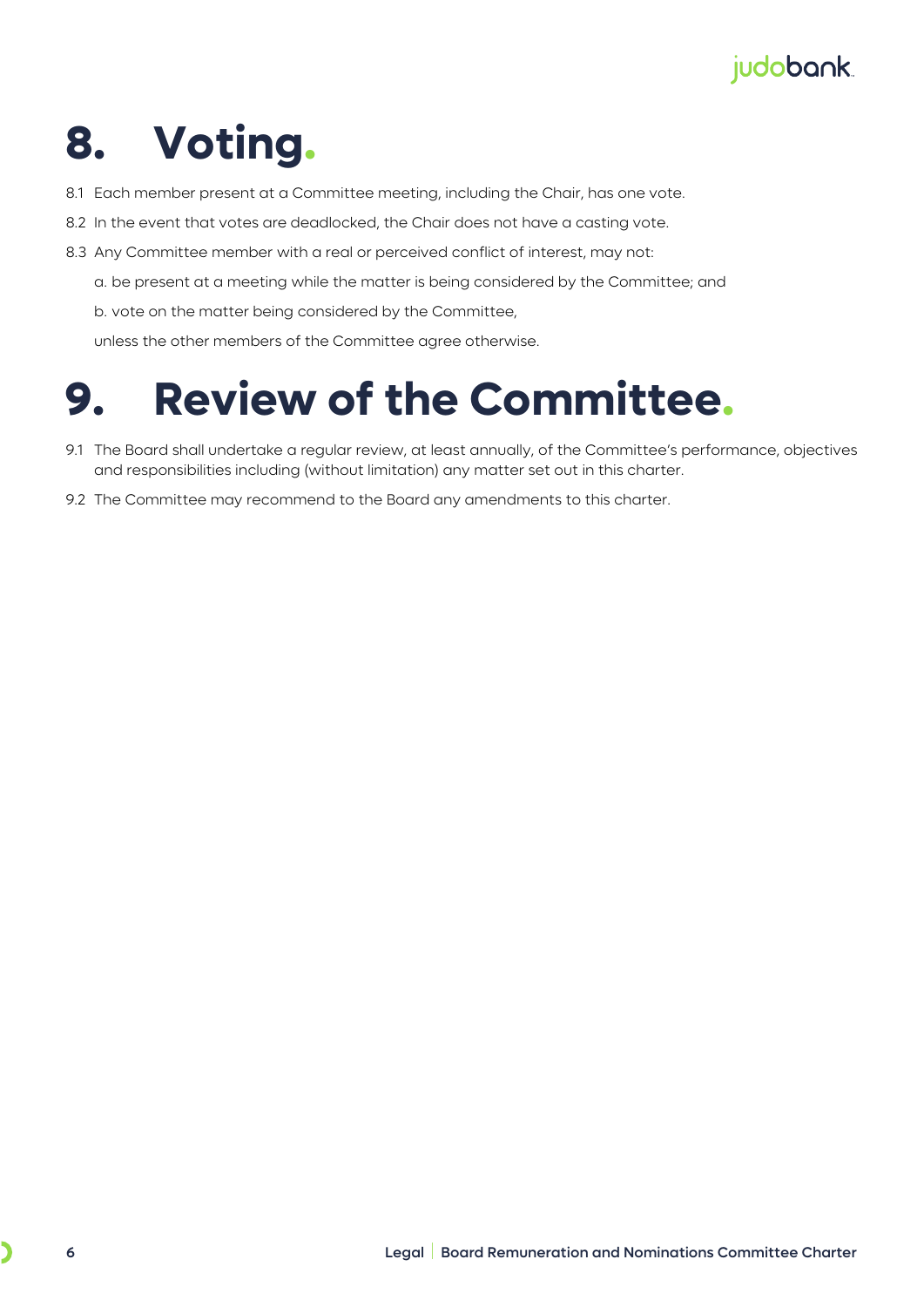# 8. Voting.

8.1 Each member present at a Committee meeting, including the Chair, has one vote.

8.2 In the event that votes are deadlocked, the Chair does not have a casting vote.

8.3 Any Committee member with a real or perceived conflict of interest, may not:

a. be present at a meeting while the matter is being considered by the Committee; and

b. vote on the matter being considered by the Committee,

unless the other members of the Committee agree otherwise.

# 9. Review of the Committee.

9.1 The Board shall undertake a regular review, at least annually, of the Committee's performance, objectives and responsibilities including (without limitation) any matter set out in this charter.

9.2 The Committee may recommend to the Board any amendments to this charter.